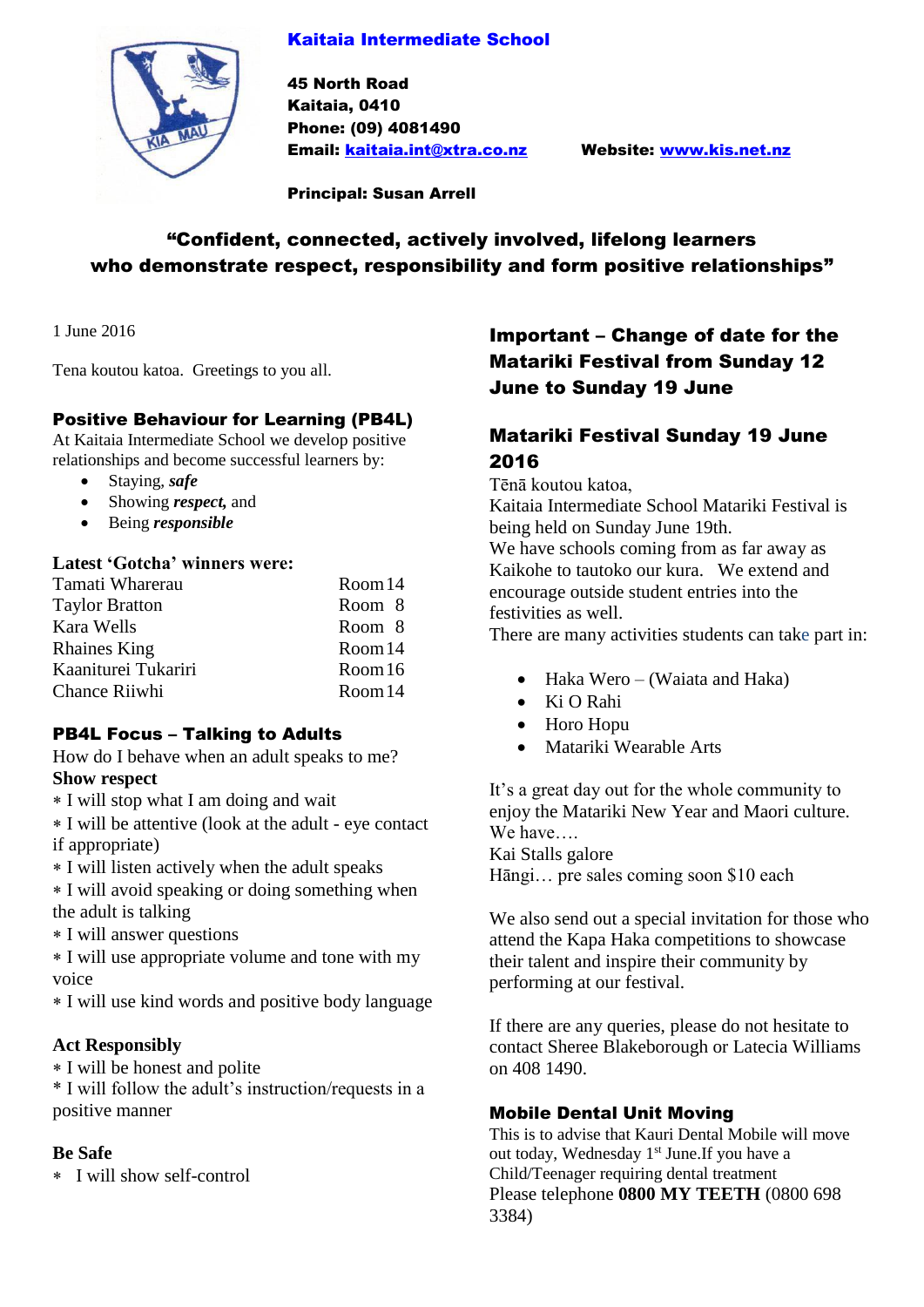# Kaitaia Intermediate School

**45 North Road**
**Kaitaia, 0410**
**Phone: (09) 4081490**
**Email: kaitaia.int@xtra.co.nz** **Website: www.kis.net.nz**

**Principal: Susan Arrell**

**"Confident, connected, actively involved, lifelong learners who demonstrate respect, responsibility and form positive relationships"**

1 June 2016

Tena koutou katoa. Greetings to you all.

## Positive Behaviour for Learning (PB4L)

At Kaitaia Intermediate School we develop positive relationships and become successful learners by:

- Staying, ***safe***
- Showing ***respect,*** and
- Being ***responsible***

**Latest 'Gotcha' winners were:**

| | |
|---|---|
| Tamati Wharerau | Room 14 |
| Taylor Bratton | Room 8 |
| Kara Wells | Room 8 |
| Rhaines King | Room 14 |
| Kaaniturei Tukariri | Room 16 |
| Chance Riiwhi | Room 14 |

## PB4L Focus – Talking to Adults

How do I behave when an adult speaks to me?

**Show respect**

∗ I will stop what I am doing and wait
∗ I will be attentive (look at the adult - eye contact if appropriate)
∗ I will listen actively when the adult speaks
∗ I will avoid speaking or doing something when the adult is talking
∗ I will answer questions
∗ I will use appropriate volume and tone with my voice
∗ I will use kind words and positive body language

**Act Responsibly**

∗ I will be honest and polite
* I will follow the adult's instruction/requests in a positive manner

**Be Safe**

∗ I will show self-control

## Important – Change of date for the Matariki Festival from Sunday 12 June to Sunday 19 June

## Matariki Festival Sunday 19 June 2016

Tēnā koutou katoa,
Kaitaia Intermediate School Matariki Festival is being held on Sunday June 19th.
We have schools coming from as far away as Kaikohe to tautoko our kura. We extend and encourage outside student entries into the festivities as well.
There are many activities students can take part in:

- Haka Wero – (Waiata and Haka)
- Ki O Rahi
- Horo Hopu
- Matariki Wearable Arts

It's a great day out for the whole community to enjoy the Matariki New Year and Maori culture.
We have….
Kai Stalls galore
Hāngi… pre sales coming soon $10 each

We also send out a special invitation for those who attend the Kapa Haka competitions to showcase their talent and inspire their community by performing at our festival.

If there are any queries, please do not hesitate to contact Sheree Blakeborough or Latecia Williams on 408 1490.

## Mobile Dental Unit Moving

This is to advise that Kauri Dental Mobile will move out today, Wednesday 1st June.If you have a Child/Teenager requiring dental treatment
Please telephone **0800 MY TEETH** (0800 698 3384)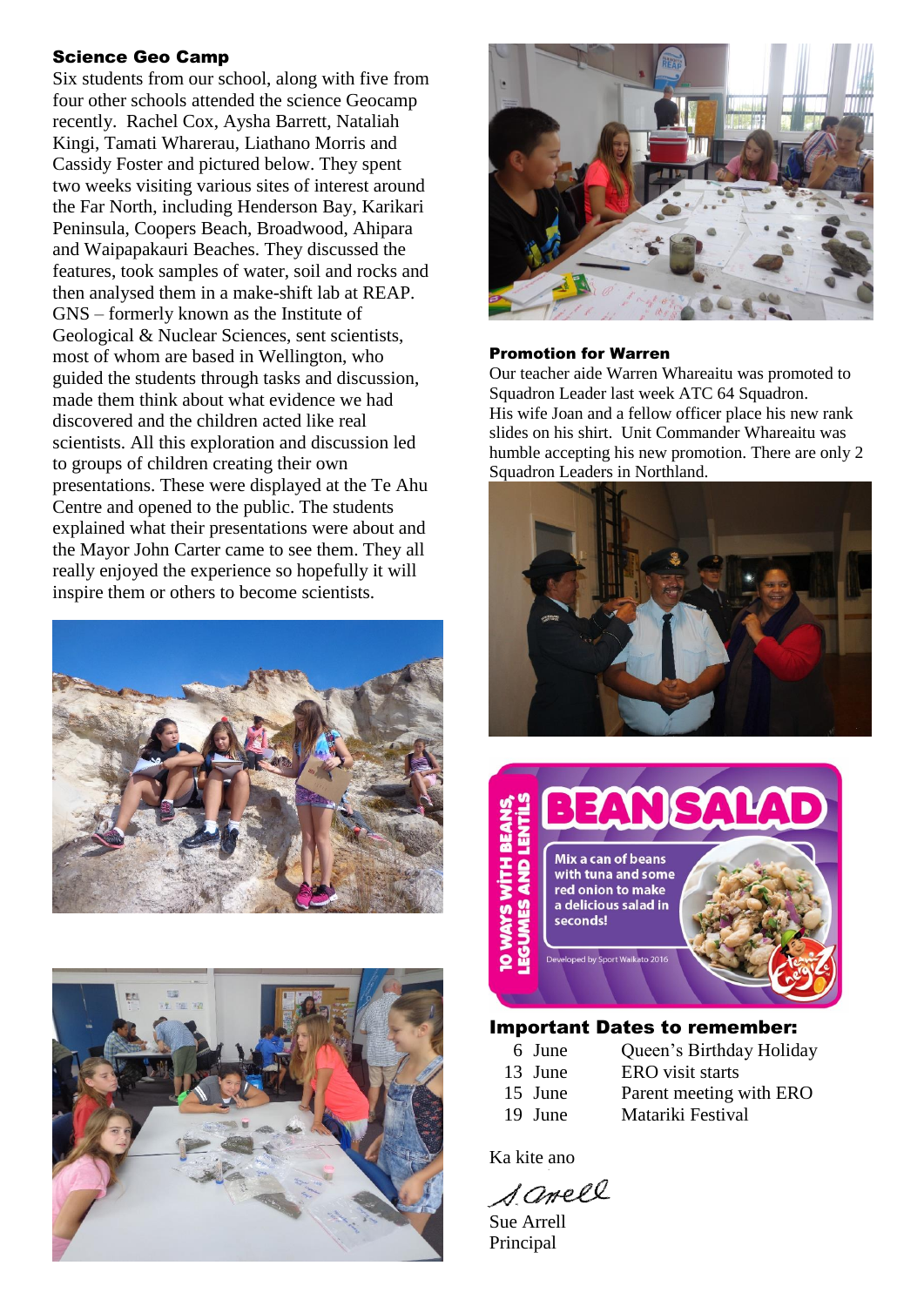## Science Geo Camp

Six students from our school, along with five from four other schools attended the science Geocamp recently. Rachel Cox, Aysha Barrett, Nataliah Kingi, Tamati Wharerau, Liathano Morris and Cassidy Foster and pictured below. They spent two weeks visiting various sites of interest around the Far North, including Henderson Bay, Karikari Peninsula, Coopers Beach, Broadwood, Ahipara and Waipapakauri Beaches. They discussed the features, took samples of water, soil and rocks and then analysed them in a make-shift lab at REAP. GNS – formerly known as the Institute of Geological & Nuclear Sciences, sent scientists, most of whom are based in Wellington, who guided the students through tasks and discussion, made them think about what evidence we had discovered and the children acted like real scientists. All this exploration and discussion led to groups of children creating their own presentations. These were displayed at the Te Ahu Centre and opened to the public. The students explained what their presentations were about and the Mayor John Carter came to see them. They all really enjoyed the experience so hopefully it will inspire them or others to become scientists.

## Promotion for Warren

Our teacher aide Warren Whareaitu was promoted to Squadron Leader last week ATC 64 Squadron. His wife Joan and a fellow officer place his new rank slides on his shirt. Unit Commander Whareaitu was humble accepting his new promotion. There are only 2 Squadron Leaders in Northland.

10 WAYS WITH BEANS, LEGUMES AND LENTILS

**BEAN SALAD**

Mix a can of beans with tuna and some red onion to make a delicious salad in seconds!

Developed by Sport Waikato 2016

## Important Dates to remember:

| | |
|---|---|
| 6 June | Queen's Birthday Holiday |
| 13 June | ERO visit starts |
| 15 June | Parent meeting with ERO |
| 19 June | Matariki Festival |

Ka kite ano

Sue Arrell
Principal